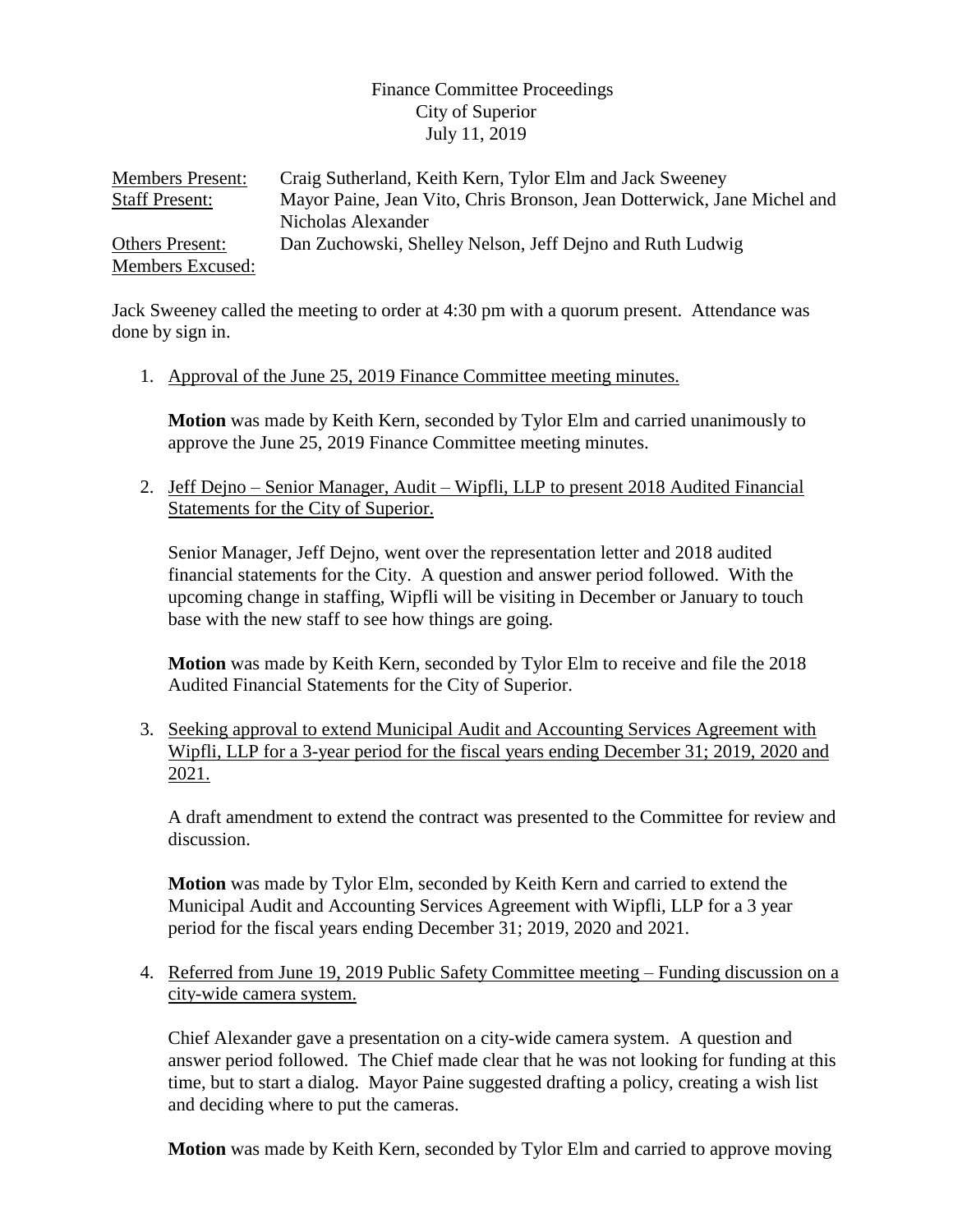Finance Committee Proceedings
City of Superior
July 11, 2019

| | |
|---|---|
| Members Present: | Craig Sutherland, Keith Kern, Tylor Elm and Jack Sweeney |
| Staff Present: | Mayor Paine, Jean Vito, Chris Bronson, Jean Dotterwick, Jane Michel and Nicholas Alexander |
| Others Present: | Dan Zuchowski, Shelley Nelson, Jeff Dejno and Ruth Ludwig |
| Members Excused: | |

Jack Sweeney called the meeting to order at 4:30 pm with a quorum present. Attendance was done by sign in.

1. Approval of the June 25, 2019 Finance Committee meeting minutes.

   **Motion** was made by Keith Kern, seconded by Tylor Elm and carried unanimously to approve the June 25, 2019 Finance Committee meeting minutes.

2. Jeff Dejno – Senior Manager, Audit – Wipfli, LLP to present 2018 Audited Financial Statements for the City of Superior.

   Senior Manager, Jeff Dejno, went over the representation letter and 2018 audited financial statements for the City. A question and answer period followed. With the upcoming change in staffing, Wipfli will be visiting in December or January to touch base with the new staff to see how things are going.

   **Motion** was made by Keith Kern, seconded by Tylor Elm to receive and file the 2018 Audited Financial Statements for the City of Superior.

3. Seeking approval to extend Municipal Audit and Accounting Services Agreement with Wipfli, LLP for a 3-year period for the fiscal years ending December 31; 2019, 2020 and 2021.

   A draft amendment to extend the contract was presented to the Committee for review and discussion.

   **Motion** was made by Tylor Elm, seconded by Keith Kern and carried to extend the Municipal Audit and Accounting Services Agreement with Wipfli, LLP for a 3 year period for the fiscal years ending December 31; 2019, 2020 and 2021.

4. Referred from June 19, 2019 Public Safety Committee meeting – Funding discussion on a city-wide camera system.

   Chief Alexander gave a presentation on a city-wide camera system. A question and answer period followed. The Chief made clear that he was not looking for funding at this time, but to start a dialog. Mayor Paine suggested drafting a policy, creating a wish list and deciding where to put the cameras.

   **Motion** was made by Keith Kern, seconded by Tylor Elm and carried to approve moving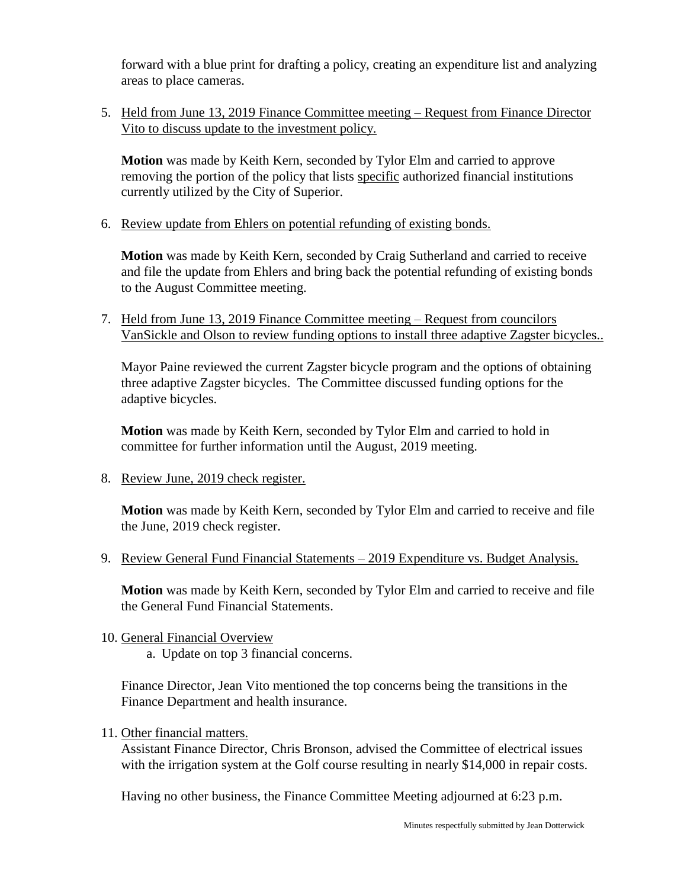forward with a blue print for drafting a policy, creating an expenditure list and analyzing areas to place cameras.

5. Held from June 13, 2019 Finance Committee meeting – Request from Finance Director Vito to discuss update to the investment policy.

   **Motion** was made by Keith Kern, seconded by Tylor Elm and carried to approve removing the portion of the policy that lists specific authorized financial institutions currently utilized by the City of Superior.

6. Review update from Ehlers on potential refunding of existing bonds.

   **Motion** was made by Keith Kern, seconded by Craig Sutherland and carried to receive and file the update from Ehlers and bring back the potential refunding of existing bonds to the August Committee meeting.

7. Held from June 13, 2019 Finance Committee meeting – Request from councilors VanSickle and Olson to review funding options to install three adaptive Zagster bicycles..

   Mayor Paine reviewed the current Zagster bicycle program and the options of obtaining three adaptive Zagster bicycles. The Committee discussed funding options for the adaptive bicycles.

   **Motion** was made by Keith Kern, seconded by Tylor Elm and carried to hold in committee for further information until the August, 2019 meeting.

8. Review June, 2019 check register.

   **Motion** was made by Keith Kern, seconded by Tylor Elm and carried to receive and file the June, 2019 check register.

9. Review General Fund Financial Statements – 2019 Expenditure vs. Budget Analysis.

   **Motion** was made by Keith Kern, seconded by Tylor Elm and carried to receive and file the General Fund Financial Statements.

10. General Financial Overview
    a. Update on top 3 financial concerns.

    Finance Director, Jean Vito mentioned the top concerns being the transitions in the Finance Department and health insurance.

11. Other financial matters.
    Assistant Finance Director, Chris Bronson, advised the Committee of electrical issues with the irrigation system at the Golf course resulting in nearly $14,000 in repair costs.

    Having no other business, the Finance Committee Meeting adjourned at 6:23 p.m.

Minutes respectfully submitted by Jean Dotterwick